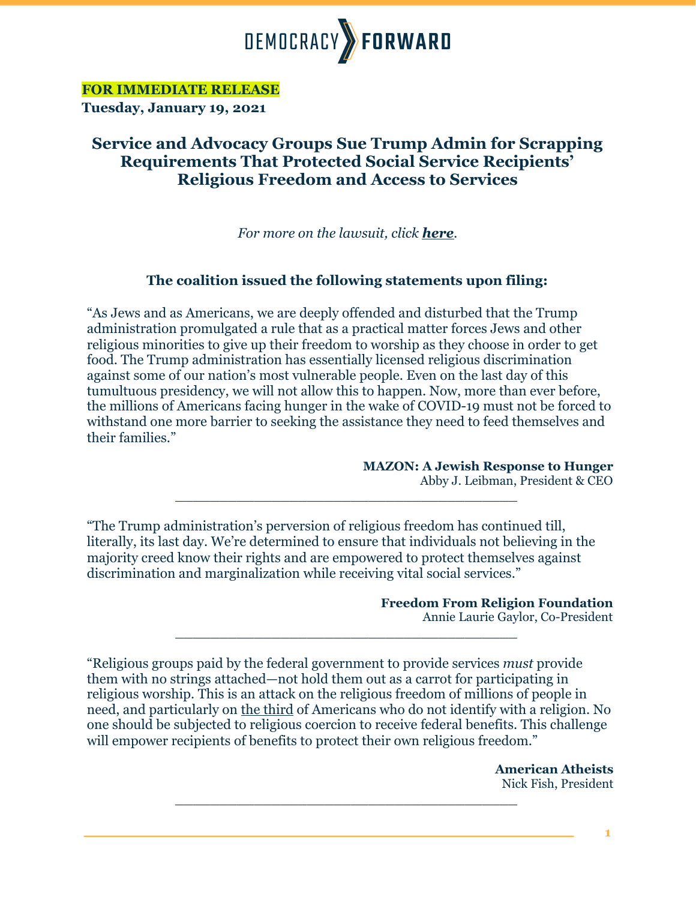DEMOCRACY FORWARD

**FOR IMMEDIATE RELEASE**
**Tuesday, January 19, 2021**

# Service and Advocacy Groups Sue Trump Admin for Scrapping Requirements That Protected Social Service Recipients' Religious Freedom and Access to Services

*For more on the lawsuit, click* ***here***.

### The coalition issued the following statements upon filing:

"As Jews and as Americans, we are deeply offended and disturbed that the Trump administration promulgated a rule that as a practical matter forces Jews and other religious minorities to give up their freedom to worship as they choose in order to get food. The Trump administration has essentially licensed religious discrimination against some of our nation's most vulnerable people. Even on the last day of this tumultuous presidency, we will not allow this to happen. Now, more than ever before, the millions of Americans facing hunger in the wake of COVID-19 must not be forced to withstand one more barrier to seeking the assistance they need to feed themselves and their families."

**MAZON: A Jewish Response to Hunger**
Abby J. Leibman, President & CEO

---

"The Trump administration's perversion of religious freedom has continued till, literally, its last day. We're determined to ensure that individuals not believing in the majority creed know their rights and are empowered to protect themselves against discrimination and marginalization while receiving vital social services."

**Freedom From Religion Foundation**
Annie Laurie Gaylor, Co-President

---

"Religious groups paid by the federal government to provide services *must* provide them with no strings attached—not hold them out as a carrot for participating in religious worship. This is an attack on the religious freedom of millions of people in need, and particularly on the third of Americans who do not identify with a religion. No one should be subjected to religious coercion to receive federal benefits. This challenge will empower recipients of benefits to protect their own religious freedom."

**American Atheists**
Nick Fish, President

---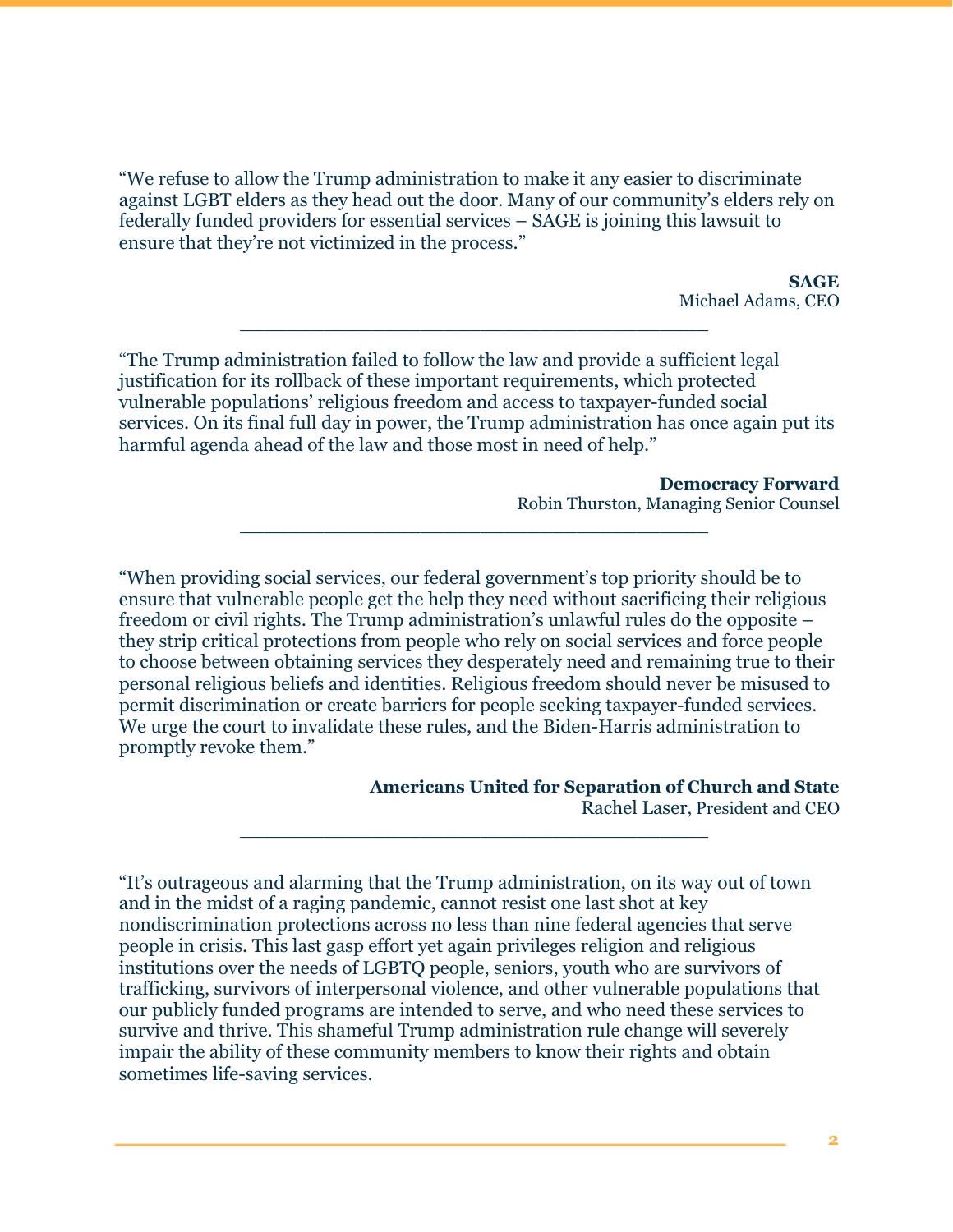"We refuse to allow the Trump administration to make it any easier to discriminate against LGBT elders as they head out the door. Many of our community's elders rely on federally funded providers for essential services – SAGE is joining this lawsuit to ensure that they're not victimized in the process."

**SAGE**
Michael Adams, CEO

---

"The Trump administration failed to follow the law and provide a sufficient legal justification for its rollback of these important requirements, which protected vulnerable populations' religious freedom and access to taxpayer-funded social services. On its final full day in power, the Trump administration has once again put its harmful agenda ahead of the law and those most in need of help."

**Democracy Forward**
Robin Thurston, Managing Senior Counsel

---

"When providing social services, our federal government's top priority should be to ensure that vulnerable people get the help they need without sacrificing their religious freedom or civil rights. The Trump administration's unlawful rules do the opposite – they strip critical protections from people who rely on social services and force people to choose between obtaining services they desperately need and remaining true to their personal religious beliefs and identities. Religious freedom should never be misused to permit discrimination or create barriers for people seeking taxpayer-funded services. We urge the court to invalidate these rules, and the Biden-Harris administration to promptly revoke them."

**Americans United for Separation of Church and State**
Rachel Laser, President and CEO

---

"It's outrageous and alarming that the Trump administration, on its way out of town and in the midst of a raging pandemic, cannot resist one last shot at key nondiscrimination protections across no less than nine federal agencies that serve people in crisis. This last gasp effort yet again privileges religion and religious institutions over the needs of LGBTQ people, seniors, youth who are survivors of trafficking, survivors of interpersonal violence, and other vulnerable populations that our publicly funded programs are intended to serve, and who need these services to survive and thrive. This shameful Trump administration rule change will severely impair the ability of these community members to know their rights and obtain sometimes life-saving services.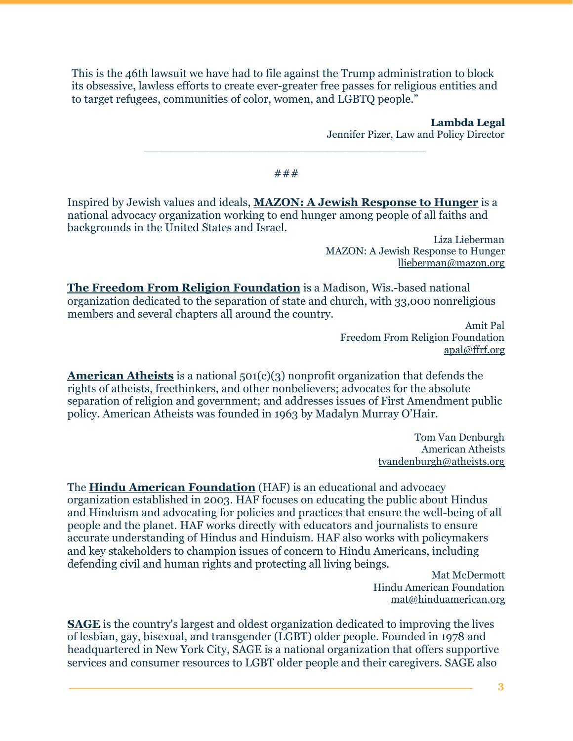This is the 46th lawsuit we have had to file against the Trump administration to block its obsessive, lawless efforts to create ever-greater free passes for religious entities and to target refugees, communities of color, women, and LGBTQ people."

**Lambda Legal**
Jennifer Pizer, Law and Policy Director

---

###

Inspired by Jewish values and ideals, **MAZON: A Jewish Response to Hunger** is a national advocacy organization working to end hunger among people of all faiths and backgrounds in the United States and Israel.

Liza Lieberman
MAZON: A Jewish Response to Hunger
llieberman@mazon.org

**The Freedom From Religion Foundation** is a Madison, Wis.-based national organization dedicated to the separation of state and church, with 33,000 nonreligious members and several chapters all around the country.

Amit Pal
Freedom From Religion Foundation
apal@ffrf.org

**American Atheists** is a national 501(c)(3) nonprofit organization that defends the rights of atheists, freethinkers, and other nonbelievers; advocates for the absolute separation of religion and government; and addresses issues of First Amendment public policy. American Atheists was founded in 1963 by Madalyn Murray O'Hair.

Tom Van Denburgh
American Atheists
tvandenburgh@atheists.org

The **Hindu American Foundation** (HAF) is an educational and advocacy organization established in 2003. HAF focuses on educating the public about Hindus and Hinduism and advocating for policies and practices that ensure the well-being of all people and the planet. HAF works directly with educators and journalists to ensure accurate understanding of Hindus and Hinduism. HAF also works with policymakers and key stakeholders to champion issues of concern to Hindu Americans, including defending civil and human rights and protecting all living beings.

Mat McDermott
Hindu American Foundation
mat@hinduamerican.org

**SAGE** is the country's largest and oldest organization dedicated to improving the lives of lesbian, gay, bisexual, and transgender (LGBT) older people. Founded in 1978 and headquartered in New York City, SAGE is a national organization that offers supportive services and consumer resources to LGBT older people and their caregivers. SAGE also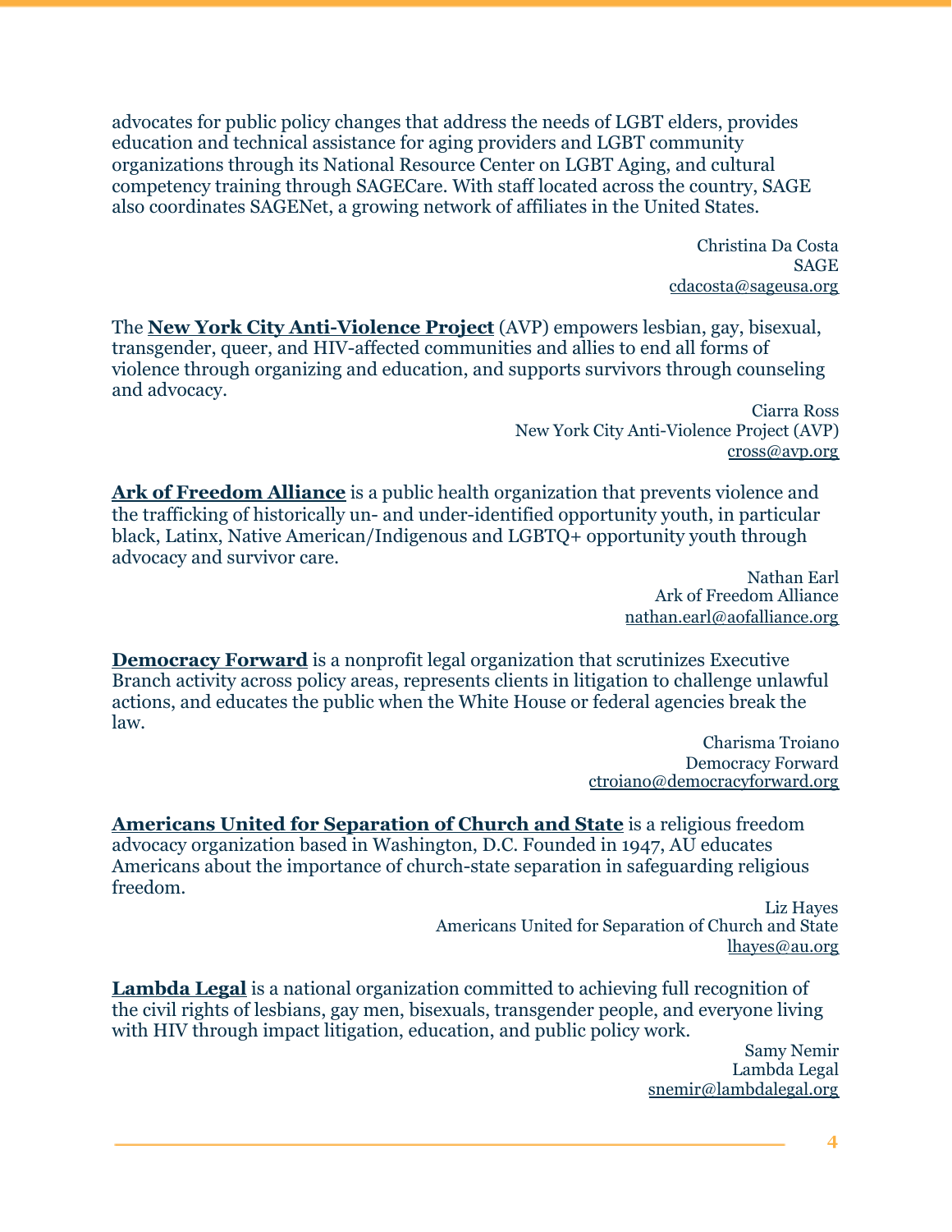advocates for public policy changes that address the needs of LGBT elders, provides education and technical assistance for aging providers and LGBT community organizations through its National Resource Center on LGBT Aging, and cultural competency training through SAGECare. With staff located across the country, SAGE also coordinates SAGENet, a growing network of affiliates in the United States.

Christina Da Costa
SAGE
cdacosta@sageusa.org

The **New York City Anti-Violence Project** (AVP) empowers lesbian, gay, bisexual, transgender, queer, and HIV-affected communities and allies to end all forms of violence through organizing and education, and supports survivors through counseling and advocacy.

Ciarra Ross
New York City Anti-Violence Project (AVP)
cross@avp.org

**Ark of Freedom Alliance** is a public health organization that prevents violence and the trafficking of historically un- and under-identified opportunity youth, in particular black, Latinx, Native American/Indigenous and LGBTQ+ opportunity youth through advocacy and survivor care.

Nathan Earl
Ark of Freedom Alliance
nathan.earl@aofalliance.org

**Democracy Forward** is a nonprofit legal organization that scrutinizes Executive Branch activity across policy areas, represents clients in litigation to challenge unlawful actions, and educates the public when the White House or federal agencies break the law.

Charisma Troiano
Democracy Forward
ctroiano@democracyforward.org

**Americans United for Separation of Church and State** is a religious freedom advocacy organization based in Washington, D.C. Founded in 1947, AU educates Americans about the importance of church-state separation in safeguarding religious freedom.

Liz Hayes
Americans United for Separation of Church and State
lhayes@au.org

**Lambda Legal** is a national organization committed to achieving full recognition of the civil rights of lesbians, gay men, bisexuals, transgender people, and everyone living with HIV through impact litigation, education, and public policy work.

Samy Nemir
Lambda Legal
snemir@lambdalegal.org